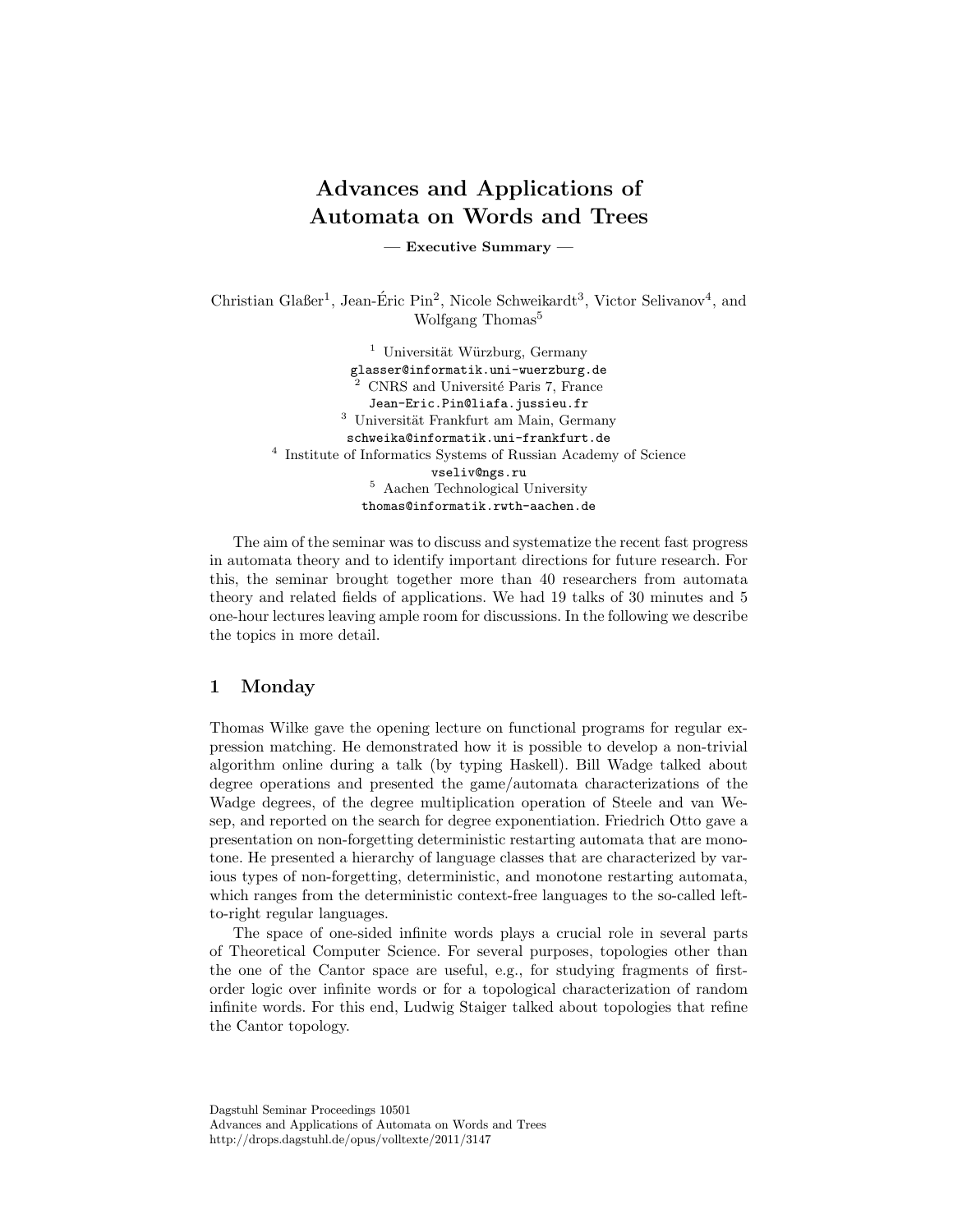# Advances and Applications of Automata on Words and Trees

— **Executive Summary** —

Christian Glaßer[1], Jean-Éric Pin[2], Nicole Schweikardt[3], Victor Selivanov[4], and Wolfgang Thomas[5]

[1] Universität Würzburg, Germany
glasser@informatik.uni-wuerzburg.de
[2] CNRS and Université Paris 7, France
Jean-Eric.Pin@liafa.jussieu.fr
[3] Universität Frankfurt am Main, Germany
schweika@informatik.uni-frankfurt.de
[4] Institute of Informatics Systems of Russian Academy of Science
vseliv@ngs.ru
[5] Aachen Technological University
thomas@informatik.rwth-aachen.de

The aim of the seminar was to discuss and systematize the recent fast progress in automata theory and to identify important directions for future research. For this, the seminar brought together more than 40 researchers from automata theory and related fields of applications. We had 19 talks of 30 minutes and 5 one-hour lectures leaving ample room for discussions. In the following we describe the topics in more detail.

## 1 Monday

Thomas Wilke gave the opening lecture on functional programs for regular expression matching. He demonstrated how it is possible to develop a non-trivial algorithm online during a talk (by typing Haskell). Bill Wadge talked about degree operations and presented the game/automata characterizations of the Wadge degrees, of the degree multiplication operation of Steele and van Wesep, and reported on the search for degree exponentiation. Friedrich Otto gave a presentation on non-forgetting deterministic restarting automata that are monotone. He presented a hierarchy of language classes that are characterized by various types of non-forgetting, deterministic, and monotone restarting automata, which ranges from the deterministic context-free languages to the so-called left-to-right regular languages.

The space of one-sided infinite words plays a crucial role in several parts of Theoretical Computer Science. For several purposes, topologies other than the one of the Cantor space are useful, e.g., for studying fragments of first-order logic over infinite words or for a topological characterization of random infinite words. For this end, Ludwig Staiger talked about topologies that refine the Cantor topology.

Dagstuhl Seminar Proceedings 10501
Advances and Applications of Automata on Words and Trees
http://drops.dagstuhl.de/opus/volltexte/2011/3147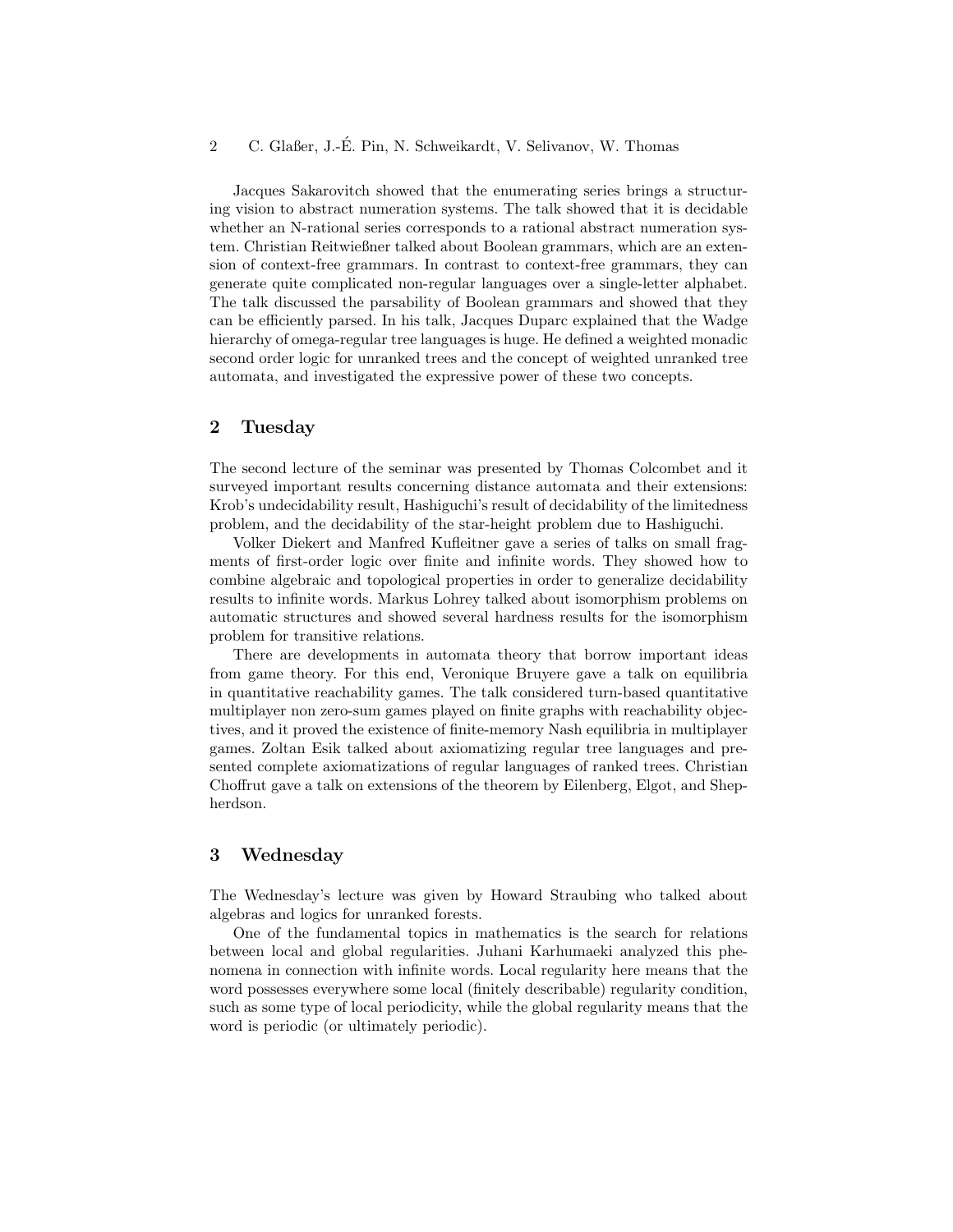Jacques Sakarovitch showed that the enumerating series brings a structuring vision to abstract numeration systems. The talk showed that it is decidable whether an N-rational series corresponds to a rational abstract numeration system. Christian Reitwießner talked about Boolean grammars, which are an extension of context-free grammars. In contrast to context-free grammars, they can generate quite complicated non-regular languages over a single-letter alphabet. The talk discussed the parsability of Boolean grammars and showed that they can be efficiently parsed. In his talk, Jacques Duparc explained that the Wadge hierarchy of omega-regular tree languages is huge. He defined a weighted monadic second order logic for unranked trees and the concept of weighted unranked tree automata, and investigated the expressive power of these two concepts.

## 2 Tuesday

The second lecture of the seminar was presented by Thomas Colcombet and it surveyed important results concerning distance automata and their extensions: Krob's undecidability result, Hashiguchi's result of decidability of the limitedness problem, and the decidability of the star-height problem due to Hashiguchi.

Volker Diekert and Manfred Kufleitner gave a series of talks on small fragments of first-order logic over finite and infinite words. They showed how to combine algebraic and topological properties in order to generalize decidability results to infinite words. Markus Lohrey talked about isomorphism problems on automatic structures and showed several hardness results for the isomorphism problem for transitive relations.

There are developments in automata theory that borrow important ideas from game theory. For this end, Veronique Bruyere gave a talk on equilibria in quantitative reachability games. The talk considered turn-based quantitative multiplayer non zero-sum games played on finite graphs with reachability objectives, and it proved the existence of finite-memory Nash equilibria in multiplayer games. Zoltan Esik talked about axiomatizing regular tree languages and presented complete axiomatizations of regular languages of ranked trees. Christian Choffrut gave a talk on extensions of the theorem by Eilenberg, Elgot, and Shepherdson.

## 3 Wednesday

The Wednesday's lecture was given by Howard Straubing who talked about algebras and logics for unranked forests.

One of the fundamental topics in mathematics is the search for relations between local and global regularities. Juhani Karhumaeki analyzed this phenomena in connection with infinite words. Local regularity here means that the word possesses everywhere some local (finitely describable) regularity condition, such as some type of local periodicity, while the global regularity means that the word is periodic (or ultimately periodic).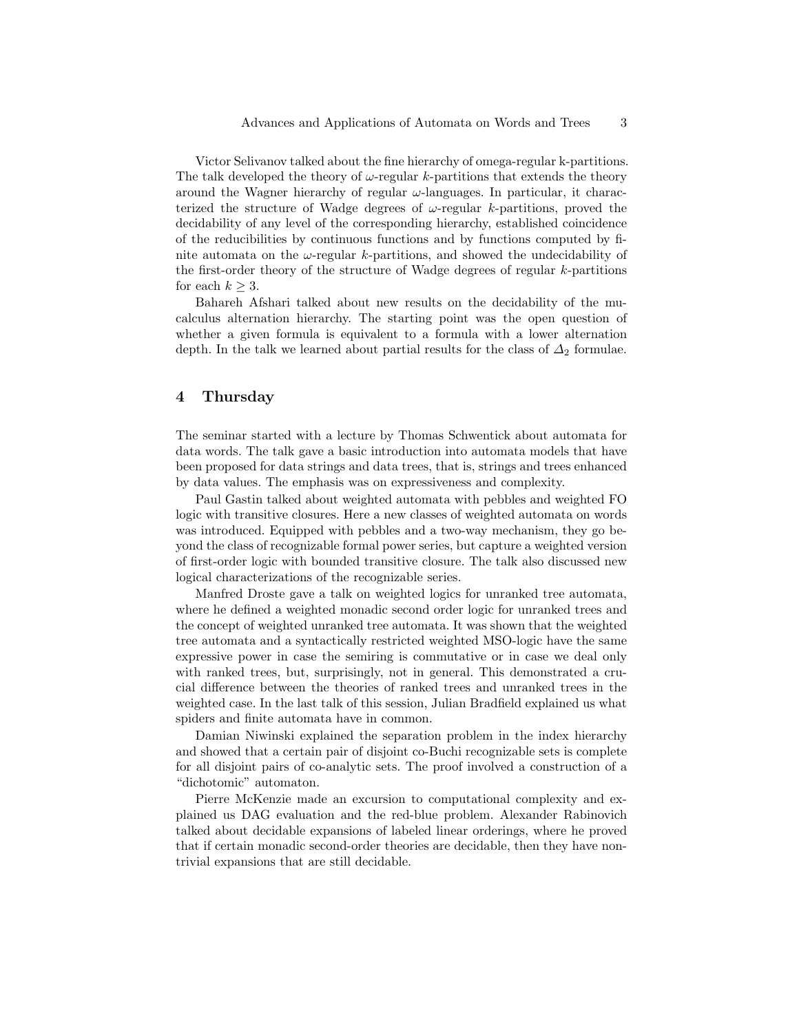Victor Selivanov talked about the fine hierarchy of omega-regular k-partitions. The talk developed the theory of $\omega$-regular $k$-partitions that extends the theory around the Wagner hierarchy of regular $\omega$-languages. In particular, it characterized the structure of Wadge degrees of $\omega$-regular $k$-partitions, proved the decidability of any level of the corresponding hierarchy, established coincidence of the reducibilities by continuous functions and by functions computed by finite automata on the $\omega$-regular $k$-partitions, and showed the undecidability of the first-order theory of the structure of Wadge degrees of regular $k$-partitions for each $k \geq 3$.

Bahareh Afshari talked about new results on the decidability of the mu-calculus alternation hierarchy. The starting point was the open question of whether a given formula is equivalent to a formula with a lower alternation depth. In the talk we learned about partial results for the class of $\Delta_2$ formulae.

## 4 Thursday

The seminar started with a lecture by Thomas Schwentick about automata for data words. The talk gave a basic introduction into automata models that have been proposed for data strings and data trees, that is, strings and trees enhanced by data values. The emphasis was on expressiveness and complexity.

Paul Gastin talked about weighted automata with pebbles and weighted FO logic with transitive closures. Here a new classes of weighted automata on words was introduced. Equipped with pebbles and a two-way mechanism, they go beyond the class of recognizable formal power series, but capture a weighted version of first-order logic with bounded transitive closure. The talk also discussed new logical characterizations of the recognizable series.

Manfred Droste gave a talk on weighted logics for unranked tree automata, where he defined a weighted monadic second order logic for unranked trees and the concept of weighted unranked tree automata. It was shown that the weighted tree automata and a syntactically restricted weighted MSO-logic have the same expressive power in case the semiring is commutative or in case we deal only with ranked trees, but, surprisingly, not in general. This demonstrated a crucial difference between the theories of ranked trees and unranked trees in the weighted case. In the last talk of this session, Julian Bradfield explained us what spiders and finite automata have in common.

Damian Niwinski explained the separation problem in the index hierarchy and showed that a certain pair of disjoint co-Buchi recognizable sets is complete for all disjoint pairs of co-analytic sets. The proof involved a construction of a "dichotomic" automaton.

Pierre McKenzie made an excursion to computational complexity and explained us DAG evaluation and the red-blue problem. Alexander Rabinovich talked about decidable expansions of labeled linear orderings, where he proved that if certain monadic second-order theories are decidable, then they have non-trivial expansions that are still decidable.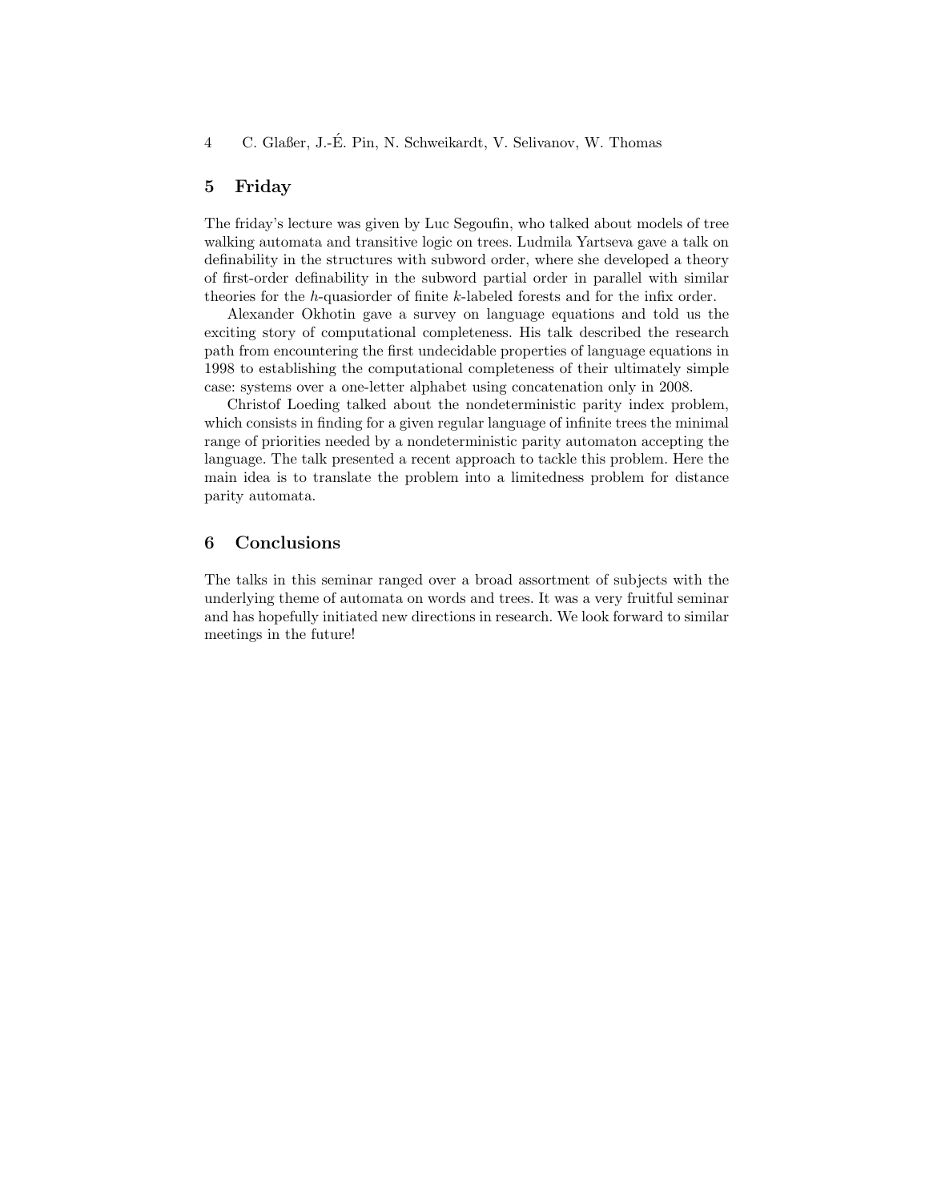## 5 Friday

The friday's lecture was given by Luc Segoufin, who talked about models of tree walking automata and transitive logic on trees. Ludmila Yartseva gave a talk on definability in the structures with subword order, where she developed a theory of first-order definability in the subword partial order in parallel with similar theories for the $h$-quasiorder of finite $k$-labeled forests and for the infix order.

Alexander Okhotin gave a survey on language equations and told us the exciting story of computational completeness. His talk described the research path from encountering the first undecidable properties of language equations in 1998 to establishing the computational completeness of their ultimately simple case: systems over a one-letter alphabet using concatenation only in 2008.

Christof Loeding talked about the nondeterministic parity index problem, which consists in finding for a given regular language of infinite trees the minimal range of priorities needed by a nondeterministic parity automaton accepting the language. The talk presented a recent approach to tackle this problem. Here the main idea is to translate the problem into a limitedness problem for distance parity automata.

## 6 Conclusions

The talks in this seminar ranged over a broad assortment of subjects with the underlying theme of automata on words and trees. It was a very fruitful seminar and has hopefully initiated new directions in research. We look forward to similar meetings in the future!